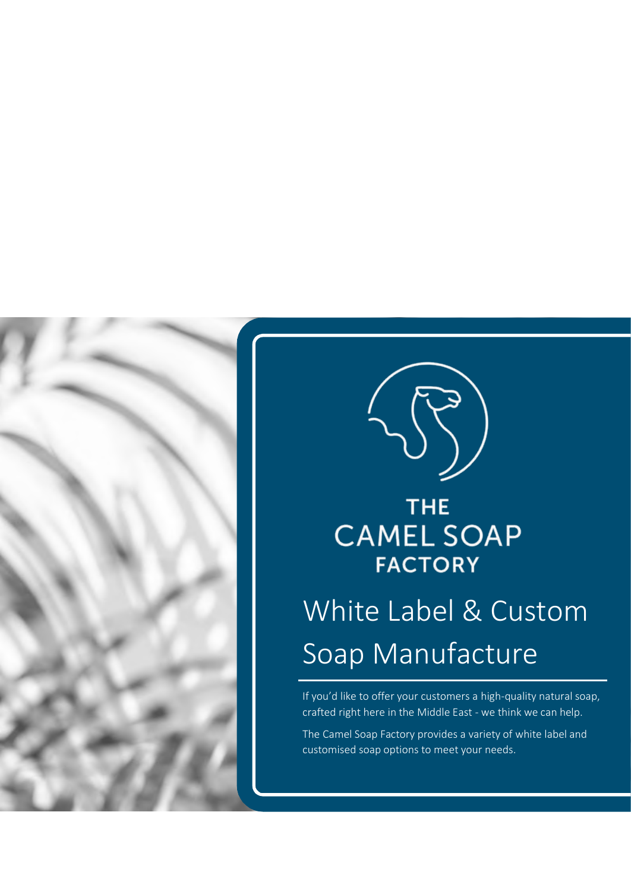THE
CAMEL SOAP
FACTORY

# White Label & Custom Soap Manufacture

If you'd like to offer your customers a high-quality natural soap, crafted right here in the Middle East - we think we can help.

The Camel Soap Factory provides a variety of white label and customised soap options to meet your needs.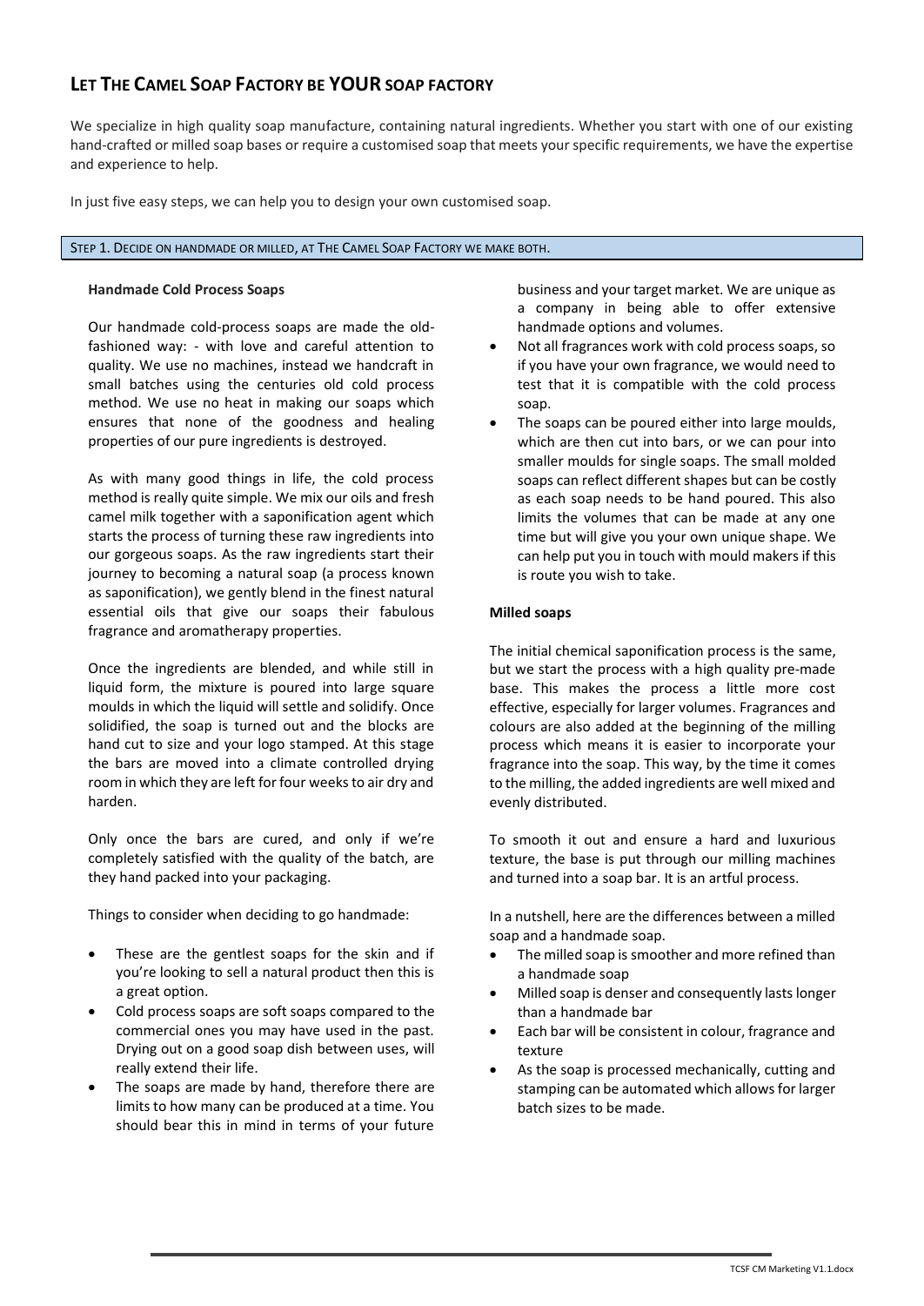## LET THE CAMEL SOAP FACTORY BE YOUR SOAP FACTORY

We specialize in high quality soap manufacture, containing natural ingredients. Whether you start with one of our existing hand-crafted or milled soap bases or require a customised soap that meets your specific requirements, we have the expertise and experience to help.

In just five easy steps, we can help you to design your own customised soap.

### STEP 1. DECIDE ON HANDMADE OR MILLED, AT THE CAMEL SOAP FACTORY WE MAKE BOTH.

**Handmade Cold Process Soaps**

Our handmade cold-process soaps are made the old-fashioned way: - with love and careful attention to quality. We use no machines, instead we handcraft in small batches using the centuries old cold process method. We use no heat in making our soaps which ensures that none of the goodness and healing properties of our pure ingredients is destroyed.

As with many good things in life, the cold process method is really quite simple. We mix our oils and fresh camel milk together with a saponification agent which starts the process of turning these raw ingredients into our gorgeous soaps. As the raw ingredients start their journey to becoming a natural soap (a process known as saponification), we gently blend in the finest natural essential oils that give our soaps their fabulous fragrance and aromatherapy properties.

Once the ingredients are blended, and while still in liquid form, the mixture is poured into large square moulds in which the liquid will settle and solidify. Once solidified, the soap is turned out and the blocks are hand cut to size and your logo stamped. At this stage the bars are moved into a climate controlled drying room in which they are left for four weeks to air dry and harden.

Only once the bars are cured, and only if we're completely satisfied with the quality of the batch, are they hand packed into your packaging.

Things to consider when deciding to go handmade:

- These are the gentlest soaps for the skin and if you're looking to sell a natural product then this is a great option.
- Cold process soaps are soft soaps compared to the commercial ones you may have used in the past. Drying out on a good soap dish between uses, will really extend their life.
- The soaps are made by hand, therefore there are limits to how many can be produced at a time. You should bear this in mind in terms of your future business and your target market. We are unique as a company in being able to offer extensive handmade options and volumes.
- Not all fragrances work with cold process soaps, so if you have your own fragrance, we would need to test that it is compatible with the cold process soap.
- The soaps can be poured either into large moulds, which are then cut into bars, or we can pour into smaller moulds for single soaps. The small molded soaps can reflect different shapes but can be costly as each soap needs to be hand poured. This also limits the volumes that can be made at any one time but will give you your own unique shape. We can help put you in touch with mould makers if this is route you wish to take.

**Milled soaps**

The initial chemical saponification process is the same, but we start the process with a high quality pre-made base. This makes the process a little more cost effective, especially for larger volumes. Fragrances and colours are also added at the beginning of the milling process which means it is easier to incorporate your fragrance into the soap. This way, by the time it comes to the milling, the added ingredients are well mixed and evenly distributed.

To smooth it out and ensure a hard and luxurious texture, the base is put through our milling machines and turned into a soap bar. It is an artful process.

In a nutshell, here are the differences between a milled soap and a handmade soap.

- The milled soap is smoother and more refined than a handmade soap
- Milled soap is denser and consequently lasts longer than a handmade bar
- Each bar will be consistent in colour, fragrance and texture
- As the soap is processed mechanically, cutting and stamping can be automated which allows for larger batch sizes to be made.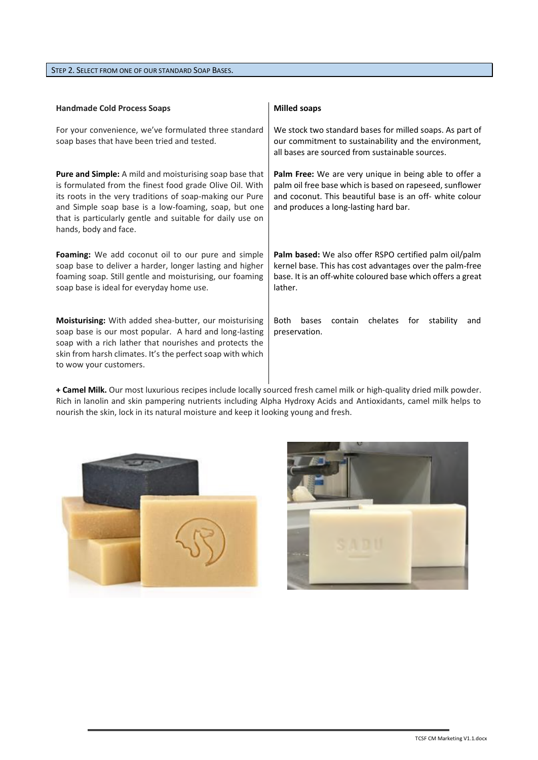## Step 2. Select from one of our standard Soap Bases.

### Handmade Cold Process Soaps

For your convenience, we've formulated three standard soap bases that have been tried and tested.

**Pure and Simple:** A mild and moisturising soap base that is formulated from the finest food grade Olive Oil. With its roots in the very traditions of soap-making our Pure and Simple soap base is a low-foaming, soap, but one that is particularly gentle and suitable for daily use on hands, body and face.

**Foaming:** We add coconut oil to our pure and simple soap base to deliver a harder, longer lasting and higher foaming soap. Still gentle and moisturising, our foaming soap base is ideal for everyday home use.

**Moisturising:** With added shea-butter, our moisturising soap base is our most popular. A hard and long-lasting soap with a rich lather that nourishes and protects the skin from harsh climates. It's the perfect soap with which to wow your customers.

### Milled soaps

We stock two standard bases for milled soaps. As part of our commitment to sustainability and the environment, all bases are sourced from sustainable sources.

**Palm Free:** We are very unique in being able to offer a palm oil free base which is based on rapeseed, sunflower and coconut. This beautiful base is an off- white colour and produces a long-lasting hard bar.

**Palm based:** We also offer RSPO certified palm oil/palm kernel base. This has cost advantages over the palm-free base. It is an off-white coloured base which offers a great lather.

Both bases contain chelates for stability and preservation.

**+ Camel Milk.** Our most luxurious recipes include locally sourced fresh camel milk or high-quality dried milk powder. Rich in lanolin and skin pampering nutrients including Alpha Hydroxy Acids and Antioxidants, camel milk helps to nourish the skin, lock in its natural moisture and keep it looking young and fresh.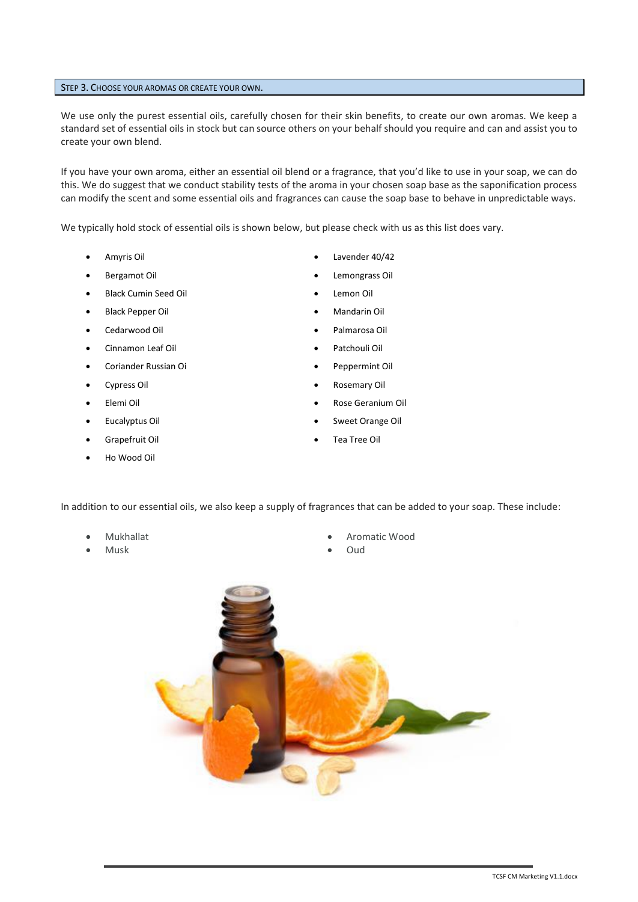## Step 3. Choose your aromas or create your own.

We use only the purest essential oils, carefully chosen for their skin benefits, to create our own aromas. We keep a standard set of essential oils in stock but can source others on your behalf should you require and can and assist you to create your own blend.

If you have your own aroma, either an essential oil blend or a fragrance, that you'd like to use in your soap, we can do this. We do suggest that we conduct stability tests of the aroma in your chosen soap base as the saponification process can modify the scent and some essential oils and fragrances can cause the soap base to behave in unpredictable ways.

We typically hold stock of essential oils is shown below, but please check with us as this list does vary.

- Amyris Oil
- Bergamot Oil
- Black Cumin Seed Oil
- Black Pepper Oil
- Cedarwood Oil
- Cinnamon Leaf Oil
- Coriander Russian Oi
- Cypress Oil
- Elemi Oil
- Eucalyptus Oil
- Grapefruit Oil
- Ho Wood Oil
- Lavender 40/42
- Lemongrass Oil
- Lemon Oil
- Mandarin Oil
- Palmarosa Oil
- Patchouli Oil
- Peppermint Oil
- Rosemary Oil
- Rose Geranium Oil
- Sweet Orange Oil
- Tea Tree Oil

In addition to our essential oils, we also keep a supply of fragrances that can be added to your soap. These include:

- Mukhallat
- Musk
- Aromatic Wood
- Oud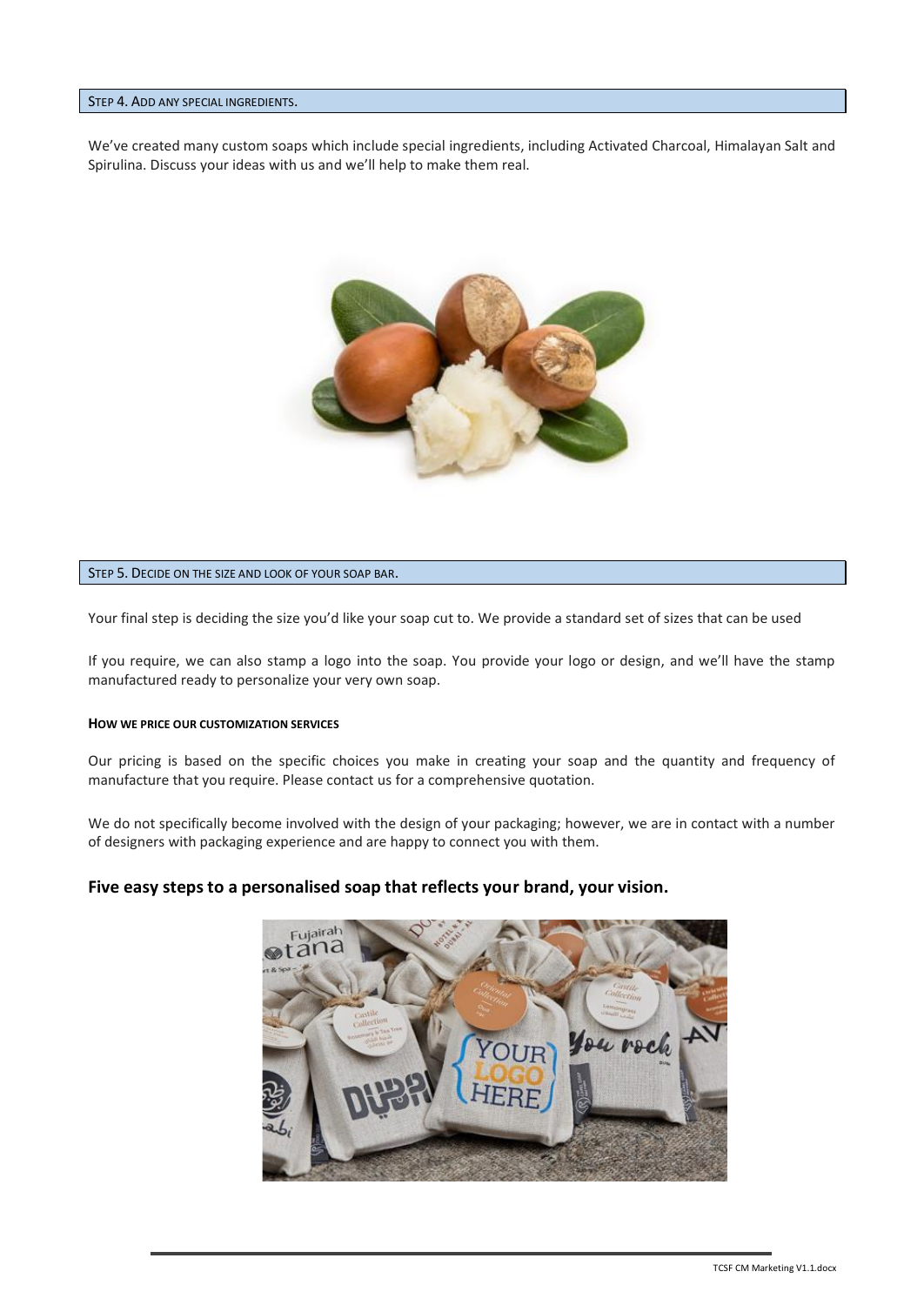## STEP 4. ADD ANY SPECIAL INGREDIENTS.

We've created many custom soaps which include special ingredients, including Activated Charcoal, Himalayan Salt and Spirulina. Discuss your ideas with us and we'll help to make them real.

## STEP 5. DECIDE ON THE SIZE AND LOOK OF YOUR SOAP BAR.

Your final step is deciding the size you'd like your soap cut to. We provide a standard set of sizes that can be used

If you require, we can also stamp a logo into the soap. You provide your logo or design, and we'll have the stamp manufactured ready to personalize your very own soap.

#### HOW WE PRICE OUR CUSTOMIZATION SERVICES

Our pricing is based on the specific choices you make in creating your soap and the quantity and frequency of manufacture that you require. Please contact us for a comprehensive quotation.

We do not specifically become involved with the design of your packaging; however, we are in contact with a number of designers with packaging experience and are happy to connect you with them.

### Five easy steps to a personalised soap that reflects your brand, your vision.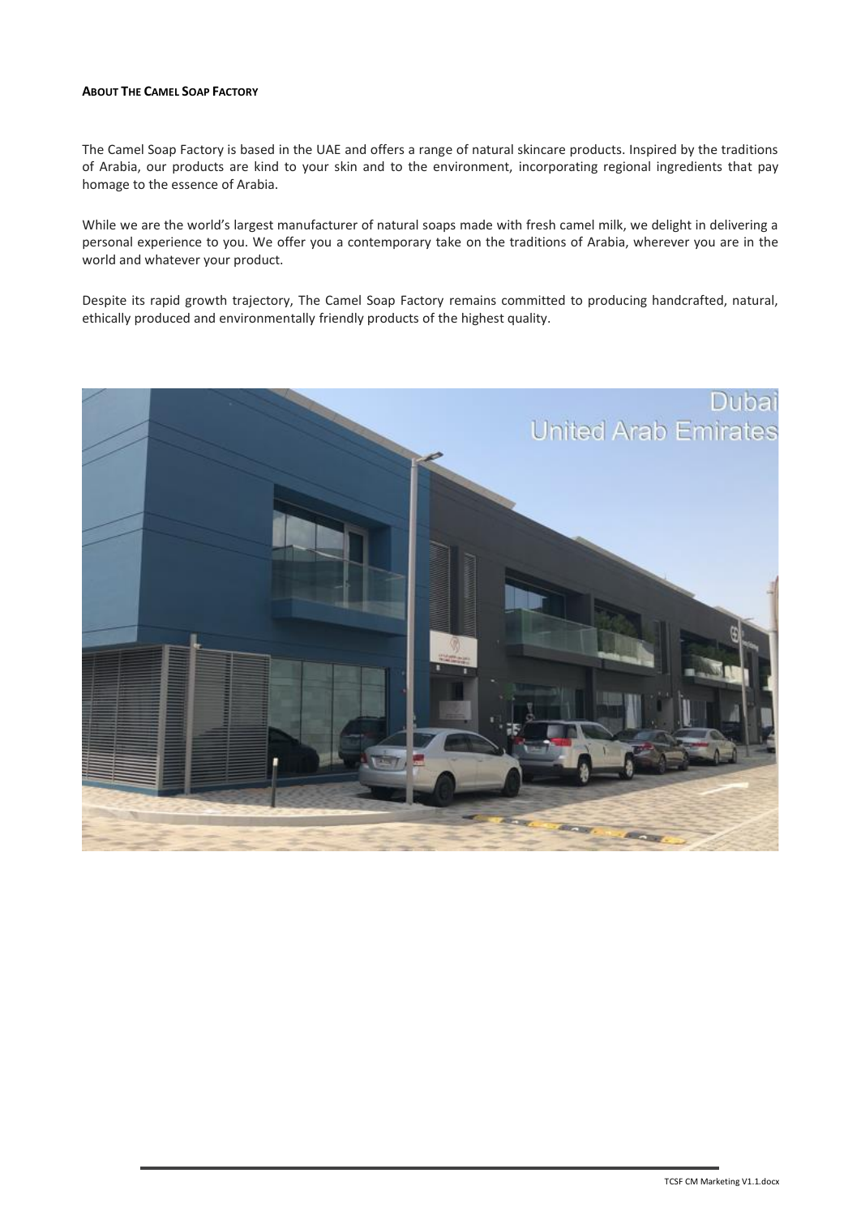**ABOUT THE CAMEL SOAP FACTORY**

The Camel Soap Factory is based in the UAE and offers a range of natural skincare products. Inspired by the traditions of Arabia, our products are kind to your skin and to the environment, incorporating regional ingredients that pay homage to the essence of Arabia.

While we are the world's largest manufacturer of natural soaps made with fresh camel milk, we delight in delivering a personal experience to you. We offer you a contemporary take on the traditions of Arabia, wherever you are in the world and whatever your product.

Despite its rapid growth trajectory, The Camel Soap Factory remains committed to producing handcrafted, natural, ethically produced and environmentally friendly products of the highest quality.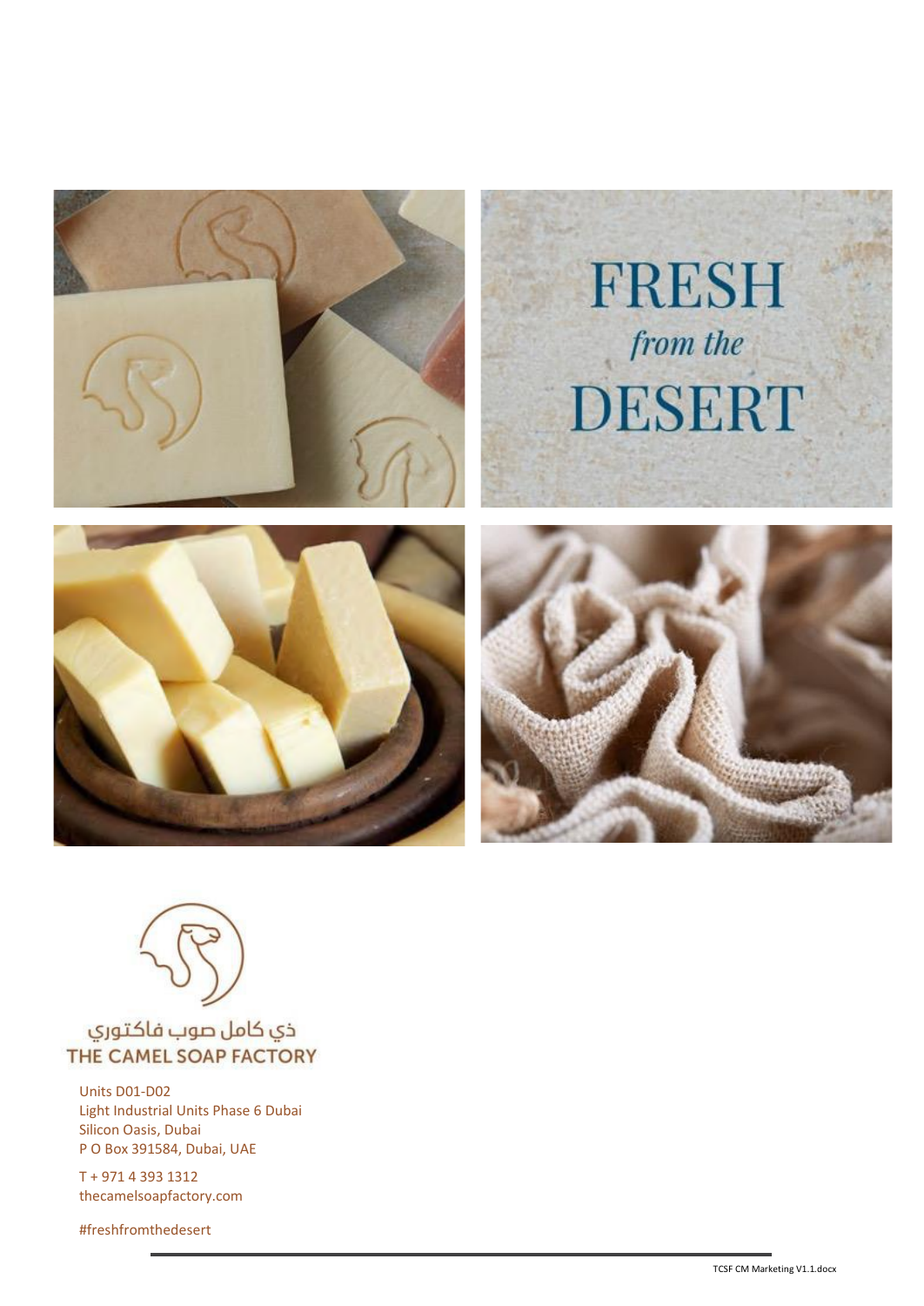FRESH
*from the*
DESERT

ذي كامل صوب فاكتوري
THE CAMEL SOAP FACTORY

Units D01-D02
Light Industrial Units Phase 6 Dubai
Silicon Oasis, Dubai
P O Box 391584, Dubai, UAE

T + 971 4 393 1312
thecamelsoapfactory.com

#freshfromthedesert